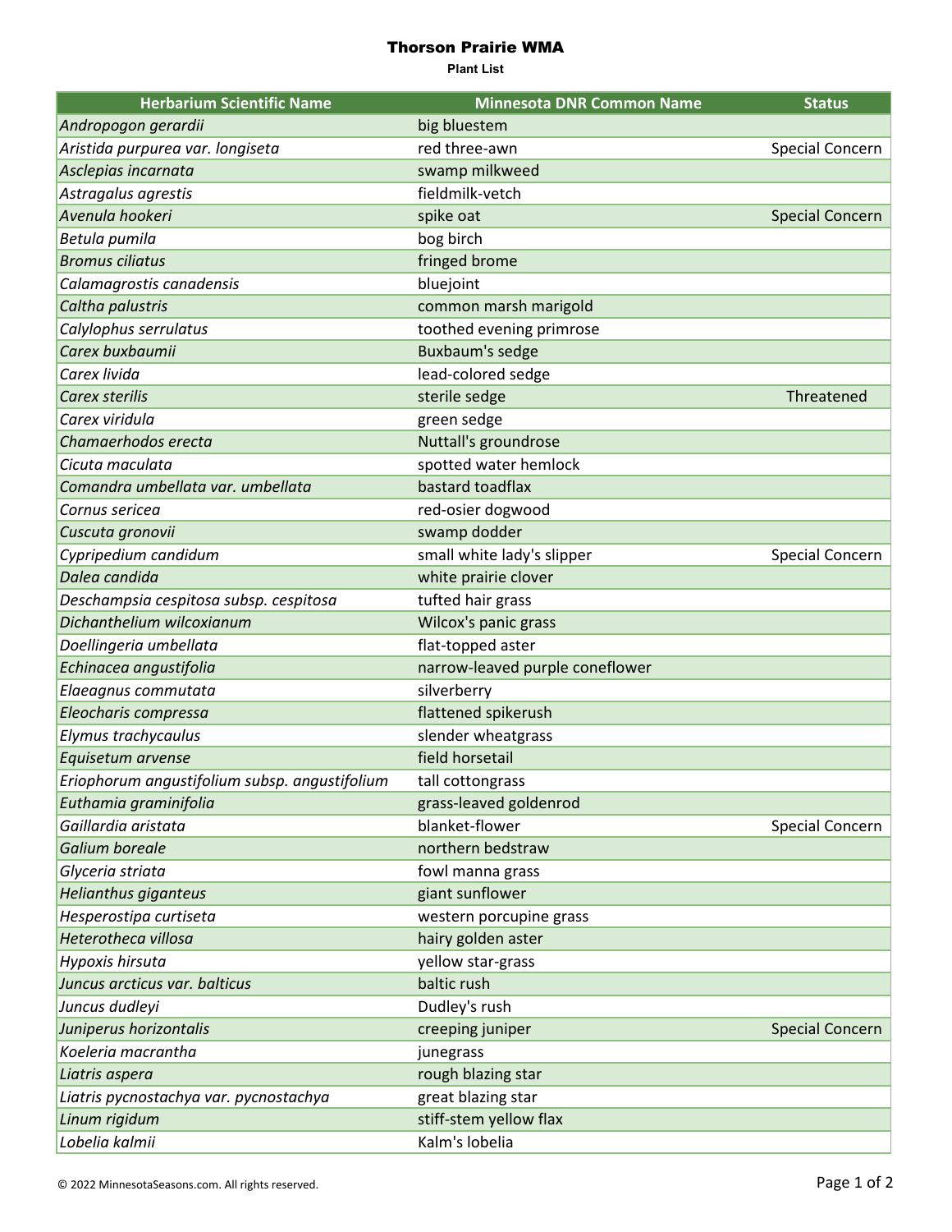# Thorson Prairie WMA

**Plant List**

| Herbarium Scientific Name | Minnesota DNR Common Name | Status |
|---|---|---|
| *Andropogon gerardii* | big bluestem | |
| *Aristida purpurea var. longiseta* | red three-awn | Special Concern |
| *Asclepias incarnata* | swamp milkweed | |
| *Astragalus agrestis* | fieldmilk-vetch | |
| *Avenula hookeri* | spike oat | Special Concern |
| *Betula pumila* | bog birch | |
| *Bromus ciliatus* | fringed brome | |
| *Calamagrostis canadensis* | bluejoint | |
| *Caltha palustris* | common marsh marigold | |
| *Calylophus serrulatus* | toothed evening primrose | |
| *Carex buxbaumii* | Buxbaum's sedge | |
| *Carex livida* | lead-colored sedge | |
| *Carex sterilis* | sterile sedge | Threatened |
| *Carex viridula* | green sedge | |
| *Chamaerhodos erecta* | Nuttall's groundrose | |
| *Cicuta maculata* | spotted water hemlock | |
| *Comandra umbellata var. umbellata* | bastard toadflax | |
| *Cornus sericea* | red-osier dogwood | |
| *Cuscuta gronovii* | swamp dodder | |
| *Cypripedium candidum* | small white lady's slipper | Special Concern |
| *Dalea candida* | white prairie clover | |
| *Deschampsia cespitosa subsp. cespitosa* | tufted hair grass | |
| *Dichanthelium wilcoxianum* | Wilcox's panic grass | |
| *Doellingeria umbellata* | flat-topped aster | |
| *Echinacea angustifolia* | narrow-leaved purple coneflower | |
| *Elaeagnus commutata* | silverberry | |
| *Eleocharis compressa* | flattened spikerush | |
| *Elymus trachycaulus* | slender wheatgrass | |
| *Equisetum arvense* | field horsetail | |
| *Eriophorum angustifolium subsp. angustifolium* | tall cottongrass | |
| *Euthamia graminifolia* | grass-leaved goldenrod | |
| *Gaillardia aristata* | blanket-flower | Special Concern |
| *Galium boreale* | northern bedstraw | |
| *Glyceria striata* | fowl manna grass | |
| *Helianthus giganteus* | giant sunflower | |
| *Hesperostipa curtiseta* | western porcupine grass | |
| *Heterotheca villosa* | hairy golden aster | |
| *Hypoxis hirsuta* | yellow star-grass | |
| *Juncus arcticus var. balticus* | baltic rush | |
| *Juncus dudleyi* | Dudley's rush | |
| *Juniperus horizontalis* | creeping juniper | Special Concern |
| *Koeleria macrantha* | junegrass | |
| *Liatris aspera* | rough blazing star | |
| *Liatris pycnostachya var. pycnostachya* | great blazing star | |
| *Linum rigidum* | stiff-stem yellow flax | |
| *Lobelia kalmii* | Kalm's lobelia | |

© 2022 MinnesotaSeasons.com. All rights reserved.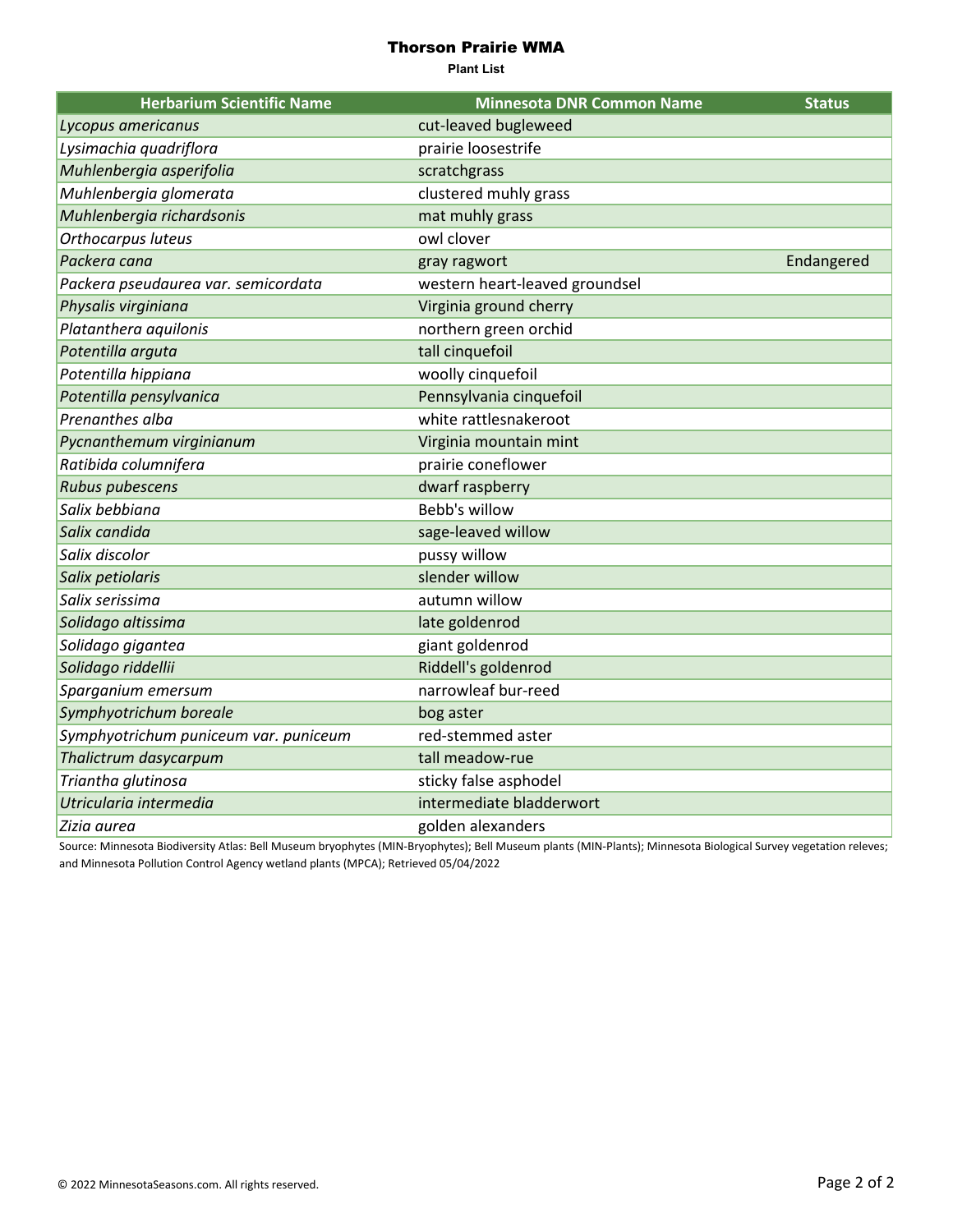# Thorson Prairie WMA

**Plant List**

| Herbarium Scientific Name | Minnesota DNR Common Name | Status |
| --- | --- | --- |
| *Lycopus americanus* | cut-leaved bugleweed | |
| *Lysimachia quadriflora* | prairie loosestrife | |
| *Muhlenbergia asperifolia* | scratchgrass | |
| *Muhlenbergia glomerata* | clustered muhly grass | |
| *Muhlenbergia richardsonis* | mat muhly grass | |
| *Orthocarpus luteus* | owl clover | |
| *Packera cana* | gray ragwort | Endangered |
| *Packera pseudaurea var. semicordata* | western heart-leaved groundsel | |
| *Physalis virginiana* | Virginia ground cherry | |
| *Platanthera aquilonis* | northern green orchid | |
| *Potentilla arguta* | tall cinquefoil | |
| *Potentilla hippiana* | woolly cinquefoil | |
| *Potentilla pensylvanica* | Pennsylvania cinquefoil | |
| *Prenanthes alba* | white rattlesnakeroot | |
| *Pycnanthemum virginianum* | Virginia mountain mint | |
| *Ratibida columnifera* | prairie coneflower | |
| *Rubus pubescens* | dwarf raspberry | |
| *Salix bebbiana* | Bebb's willow | |
| *Salix candida* | sage-leaved willow | |
| *Salix discolor* | pussy willow | |
| *Salix petiolaris* | slender willow | |
| *Salix serissima* | autumn willow | |
| *Solidago altissima* | late goldenrod | |
| *Solidago gigantea* | giant goldenrod | |
| *Solidago riddellii* | Riddell's goldenrod | |
| *Sparganium emersum* | narrowleaf bur-reed | |
| *Symphyotrichum boreale* | bog aster | |
| *Symphyotrichum puniceum var. puniceum* | red-stemmed aster | |
| *Thalictrum dasycarpum* | tall meadow-rue | |
| *Triantha glutinosa* | sticky false asphodel | |
| *Utricularia intermedia* | intermediate bladderwort | |
| *Zizia aurea* | golden alexanders | |

Source: Minnesota Biodiversity Atlas: Bell Museum bryophytes (MIN-Bryophytes); Bell Museum plants (MIN-Plants); Minnesota Biological Survey vegetation releves; and Minnesota Pollution Control Agency wetland plants (MPCA); Retrieved 05/04/2022

© 2022 MinnesotaSeasons.com. All rights reserved.